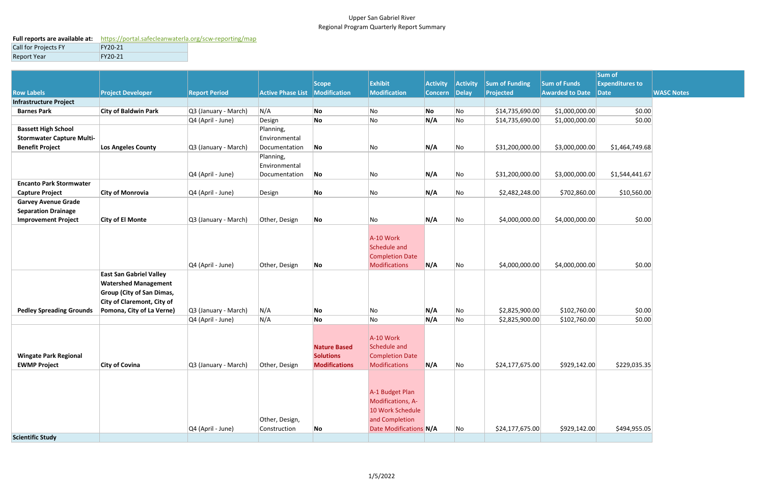Upper San Gabriel River
Regional Program Quarterly Report Summary

| **Full reports are available at:** | https://portal.safecleanwaterla.org/scw-reporting/map |
|---|---|
| Call for Projects FY | FY20-21 |
| Report Year | FY20-21 |

| Row Labels | Project Developer | Report Period | Active Phase List | Scope Modification | Exhibit Modification | Activity Concern | Activity Delay | Sum of Funding Projected | Sum of Funds Awarded to Date | Sum of Expenditures to Date | WASC Notes |
|---|---|---|---|---|---|---|---|---|---|---|---|
| **Infrastructure Project** | | | | | | | | | | | |
| **Barnes Park** | **City of Baldwin Park** | Q3 (January - March) | N/A | **No** | No | **No** | No | $14,735,690.00 | $1,000,000.00 | $0.00 | |
| | | Q4 (April - June) | Design | **No** | No | **N/A** | No | $14,735,690.00 | $1,000,000.00 | $0.00 | |
| **Bassett High School Stormwater Capture Multi-Benefit Project** | **Los Angeles County** | Q3 (January - March) | Planning, Environmental Documentation | **No** | No | **N/A** | No | $31,200,000.00 | $3,000,000.00 | $1,464,749.68 | |
| | | Q4 (April - June) | Planning, Environmental Documentation | **No** | No | **N/A** | No | $31,200,000.00 | $3,000,000.00 | $1,544,441.67 | |
| **Encanto Park Stormwater Capture Project** | **City of Monrovia** | Q4 (April - June) | Design | **No** | No | **N/A** | No | $2,482,248.00 | $702,860.00 | $10,560.00 | |
| **Garvey Avenue Grade Separation Drainage Improvement Project** | **City of El Monte** | Q3 (January - March) | Other, Design | **No** | No | **N/A** | No | $4,000,000.00 | $4,000,000.00 | $0.00 | |
| | | Q4 (April - June) | Other, Design | **No** | A-10 Work Schedule and Completion Date Modifications | **N/A** | No | $4,000,000.00 | $4,000,000.00 | $0.00 | |
| **Pedley Spreading Grounds** | **East San Gabriel Valley Watershed Management Group (City of San Dimas, City of Claremont, City of Pomona, City of La Verne)** | Q3 (January - March) | N/A | **No** | No | **N/A** | No | $2,825,900.00 | $102,760.00 | $0.00 | |
| | | Q4 (April - June) | N/A | **No** | No | **N/A** | No | $2,825,900.00 | $102,760.00 | $0.00 | |
| **Wingate Park Regional EWMP Project** | **City of Covina** | Q3 (January - March) | Other, Design | **Nature Based Solutions Modifications** | A-10 Work Schedule and Completion Date Modifications | **N/A** | No | $24,177,675.00 | $929,142.00 | $229,035.35 | |
| | | Q4 (April - June) | Other, Design, Construction | **No** | A-1 Budget Plan Modifications, A-10 Work Schedule and Completion Date Modifications | **N/A** | No | $24,177,675.00 | $929,142.00 | $494,955.05 | |
| **Scientific Study** | | | | | | | | | | | |

1/5/2022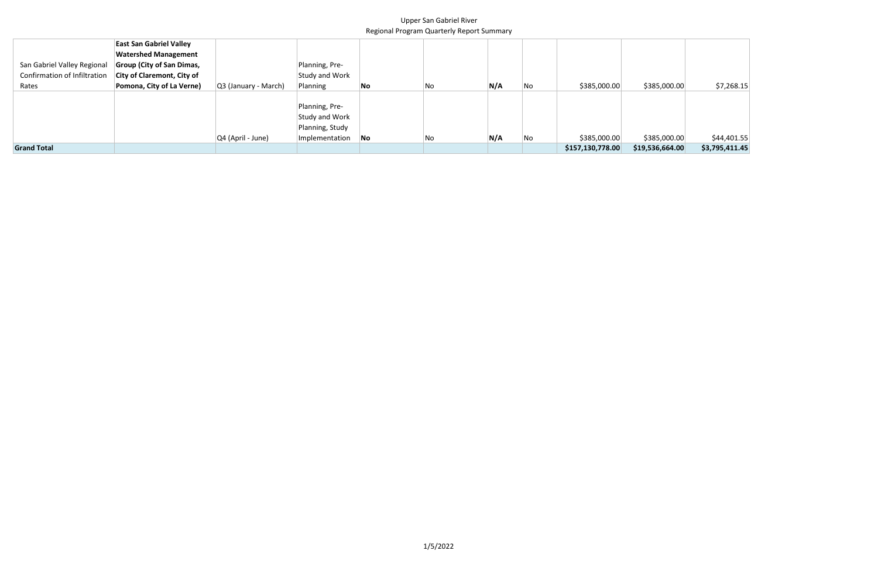Upper San Gabriel River

Regional Program Quarterly Report Summary

| | | | | | | | | | | |
|---|---|---|---|---|---|---|---|---|---|---|
| San Gabriel Valley Regional Confirmation of Infiltration Rates | **East San Gabriel Valley Watershed Management Group (City of San Dimas, City of Claremont, City of Pomona, City of La Verne)** | Q3 (January - March) | Planning, Pre-Study and Work Planning | **No** | No | **N/A** | No | $385,000.00 | $385,000.00 | $7,268.15 |
| | | Q4 (April - June) | Planning, Pre-Study and Work Planning, Study Implementation | **No** | No | **N/A** | No | $385,000.00 | $385,000.00 | $44,401.55 |
| **Grand Total** | | | | | | | | **$157,130,778.00** | **$19,536,664.00** | **$3,795,411.45** |

1/5/2022